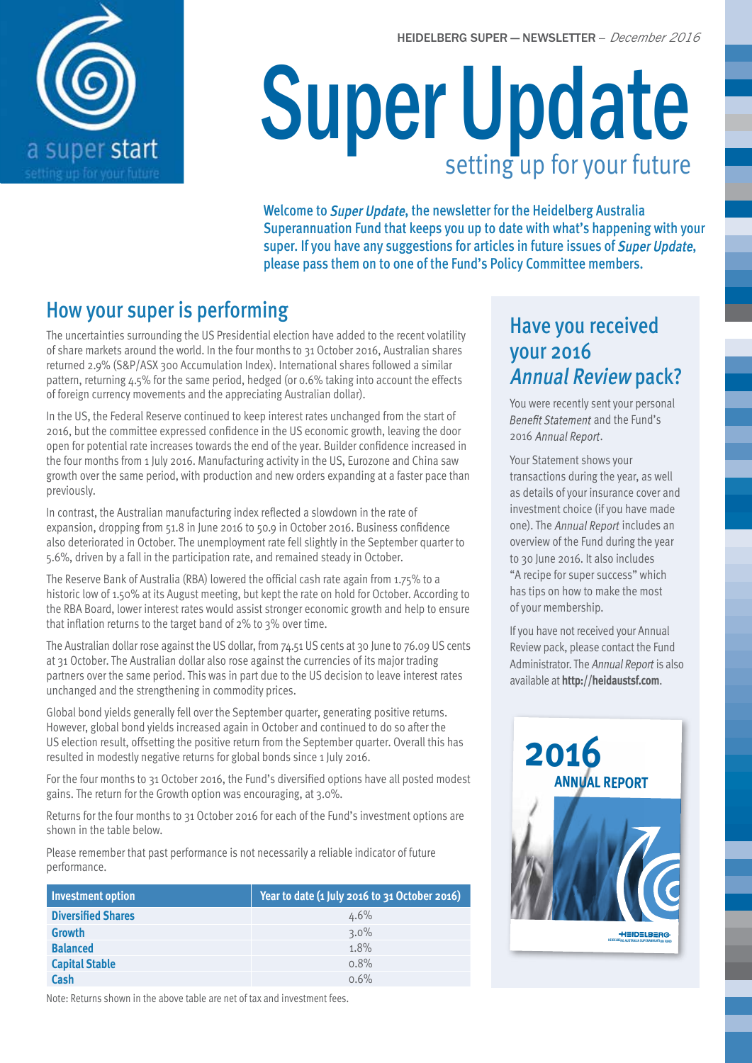HEIDELBERG SUPER — NEWSLETTER – *December 2016*

# Super Update

setting up for your future

a super start

setting up for your future

Welcome to *Super Update*, the newsletter for the Heidelberg Australia Superannuation Fund that keeps you up to date with what's happening with your super. If you have any suggestions for articles in future issues of *Super Update*, please pass them on to one of the Fund's Policy Committee members.

## How your super is performing

The uncertainties surrounding the US Presidential election have added to the recent volatility of share markets around the world. In the four months to 31 October 2016, Australian shares returned 2.9% (S&P/ASX 300 Accumulation Index). International shares followed a similar pattern, returning 4.5% for the same period, hedged (or 0.6% taking into account the effects of foreign currency movements and the appreciating Australian dollar).

In the US, the Federal Reserve continued to keep interest rates unchanged from the start of 2016, but the committee expressed confidence in the US economic growth, leaving the door open for potential rate increases towards the end of the year. Builder confidence increased in the four months from 1 July 2016. Manufacturing activity in the US, Eurozone and China saw growth over the same period, with production and new orders expanding at a faster pace than previously.

In contrast, the Australian manufacturing index reflected a slowdown in the rate of expansion, dropping from 51.8 in June 2016 to 50.9 in October 2016. Business confidence also deteriorated in October. The unemployment rate fell slightly in the September quarter to 5.6%, driven by a fall in the participation rate, and remained steady in October.

The Reserve Bank of Australia (RBA) lowered the official cash rate again from 1.75% to a historic low of 1.50% at its August meeting, but kept the rate on hold for October. According to the RBA Board, lower interest rates would assist stronger economic growth and help to ensure that inflation returns to the target band of 2% to 3% over time.

The Australian dollar rose against the US dollar, from 74.51 US cents at 30 June to 76.09 US cents at 31 October. The Australian dollar also rose against the currencies of its major trading partners over the same period. This was in part due to the US decision to leave interest rates unchanged and the strengthening in commodity prices.

Global bond yields generally fell over the September quarter, generating positive returns. However, global bond yields increased again in October and continued to do so after the US election result, offsetting the positive return from the September quarter. Overall this has resulted in modestly negative returns for global bonds since 1 July 2016.

For the four months to 31 October 2016, the Fund's diversified options have all posted modest gains. The return for the Growth option was encouraging, at 3.0%.

Returns for the four months to 31 October 2016 for each of the Fund's investment options are shown in the table below.

Please remember that past performance is not necessarily a reliable indicator of future performance.

| Investment option | Year to date (1 July 2016 to 31 October 2016) |
|---|---|
| **Diversified Shares** | 4.6% |
| **Growth** | 3.0% |
| **Balanced** | 1.8% |
| **Capital Stable** | 0.8% |
| **Cash** | 0.6% |

Note: Returns shown in the above table are net of tax and investment fees.

## Have you received your 2016 *Annual Review* pack?

You were recently sent your personal *Benefit Statement* and the Fund's 2016 *Annual Report*.

Your Statement shows your transactions during the year, as well as details of your insurance cover and investment choice (if you have made one). The *Annual Report* includes an overview of the Fund during the year to 30 June 2016. It also includes "A recipe for super success" which has tips on how to make the most of your membership.

If you have not received your Annual Review pack, please contact the Fund Administrator. The *Annual Report* is also available at **http://heidaustsf.com**.

2016 ANNUAL REPORT

HEIDELBERG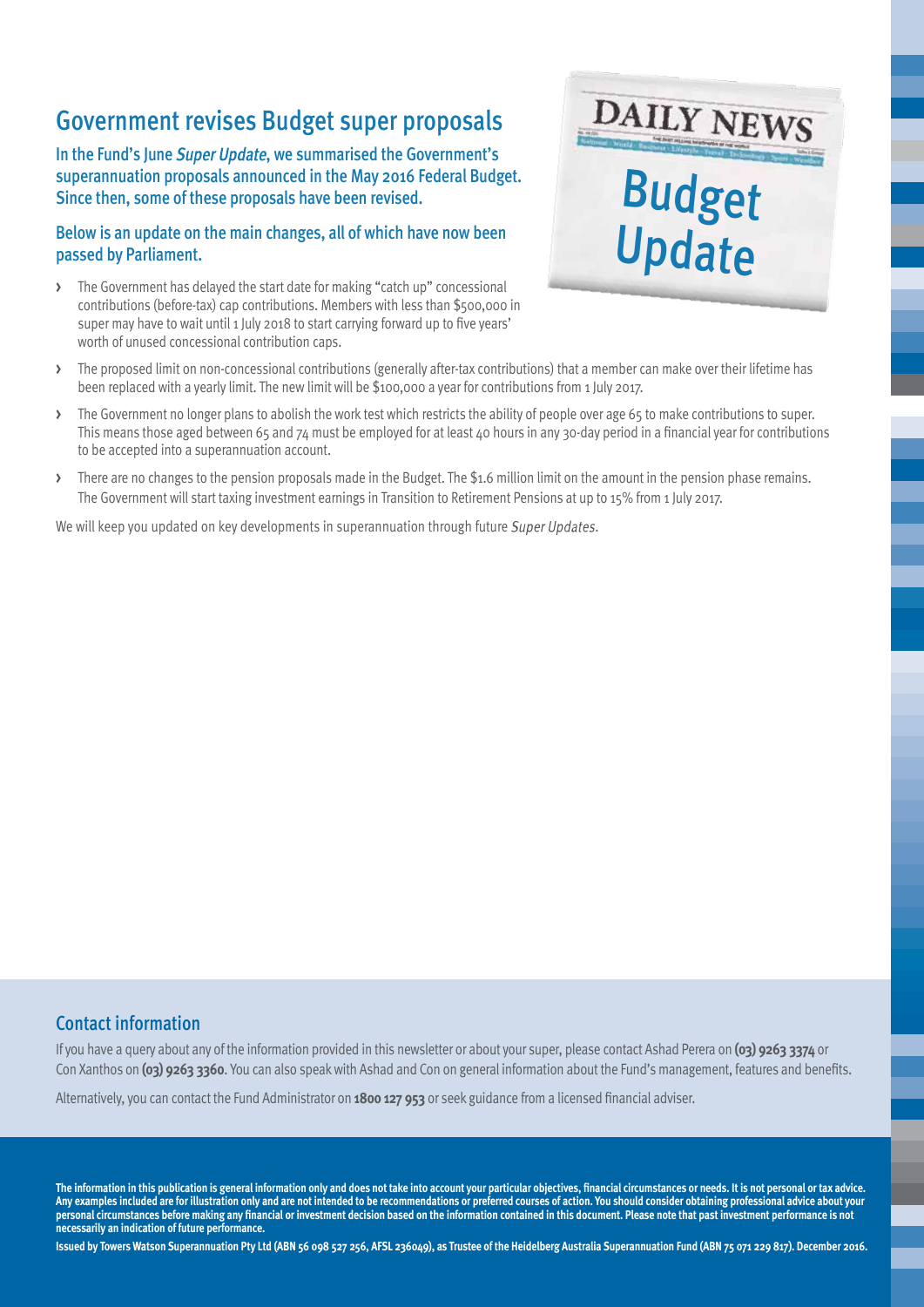## Government revises Budget super proposals

**In the Fund's June *Super Update*, we summarised the Government's superannuation proposals announced in the May 2016 Federal Budget. Since then, some of these proposals have been revised.**

**Below is an update on the main changes, all of which have now been passed by Parliament.**

- The Government has delayed the start date for making "catch up" concessional contributions (before-tax) cap contributions. Members with less than $500,000 in super may have to wait until 1 July 2018 to start carrying forward up to five years' worth of unused concessional contribution caps.
- The proposed limit on non-concessional contributions (generally after-tax contributions) that a member can make over their lifetime has been replaced with a yearly limit. The new limit will be $100,000 a year for contributions from 1 July 2017.
- The Government no longer plans to abolish the work test which restricts the ability of people over age 65 to make contributions to super. This means those aged between 65 and 74 must be employed for at least 40 hours in any 30-day period in a financial year for contributions to be accepted into a superannuation account.
- There are no changes to the pension proposals made in the Budget. The $1.6 million limit on the amount in the pension phase remains. The Government will start taxing investment earnings in Transition to Retirement Pensions at up to 15% from 1 July 2017.

We will keep you updated on key developments in superannuation through future *Super Updates*.

## Contact information

If you have a query about any of the information provided in this newsletter or about your super, please contact Ashad Perera on **(03) 9263 3374** or Con Xanthos on **(03) 9263 3360**. You can also speak with Ashad and Con on general information about the Fund's management, features and benefits.

Alternatively, you can contact the Fund Administrator on **1800 127 953** or seek guidance from a licensed financial adviser.

**The information in this publication is general information only and does not take into account your particular objectives, financial circumstances or needs. It is not personal or tax advice. Any examples included are for illustration only and are not intended to be recommendations or preferred courses of action. You should consider obtaining professional advice about your personal circumstances before making any financial or investment decision based on the information contained in this document. Please note that past investment performance is not necessarily an indication of future performance.**

**Issued by Towers Watson Superannuation Pty Ltd (ABN 56 098 527 256, AFSL 236049), as Trustee of the Heidelberg Australia Superannuation Fund (ABN 75 071 229 817). December 2016.**